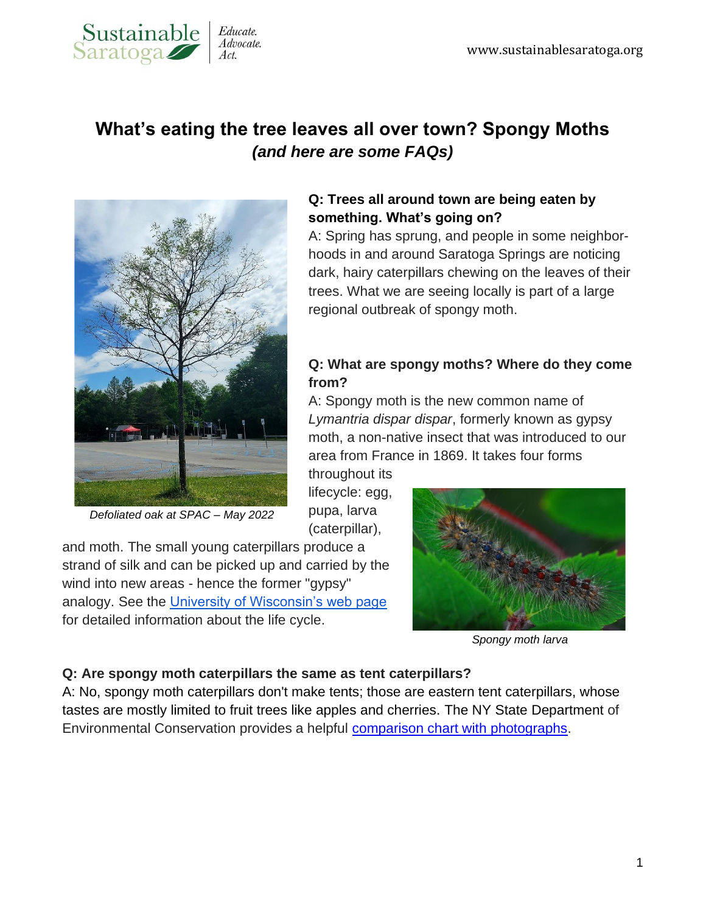# What's eating the tree leaves all over town? Spongy Moths
## *(and here are some FAQs)*

*Defoliated oak at SPAC – May 2022*

**Q: Trees all around town are being eaten by something. What's going on?**
A: Spring has sprung, and people in some neighbor-hoods in and around Saratoga Springs are noticing dark, hairy caterpillars chewing on the leaves of their trees. What we are seeing locally is part of a large regional outbreak of spongy moth.

**Q: What are spongy moths? Where do they come from?**
A: Spongy moth is the new common name of *Lymantria dispar dispar*, formerly known as gypsy moth, a non-native insect that was introduced to our area from France in 1869. It takes four forms throughout its lifecycle: egg, pupa, larva (caterpillar), and moth. The small young caterpillars produce a strand of silk and can be picked up and carried by the wind into new areas - hence the former "gypsy" analogy. See the University of Wisconsin's web page for detailed information about the life cycle.

*Spongy moth larva*

**Q: Are spongy moth caterpillars the same as tent caterpillars?**
A: No, spongy moth caterpillars don't make tents; those are eastern tent caterpillars, whose tastes are mostly limited to fruit trees like apples and cherries. The NY State Department of Environmental Conservation provides a helpful comparison chart with photographs.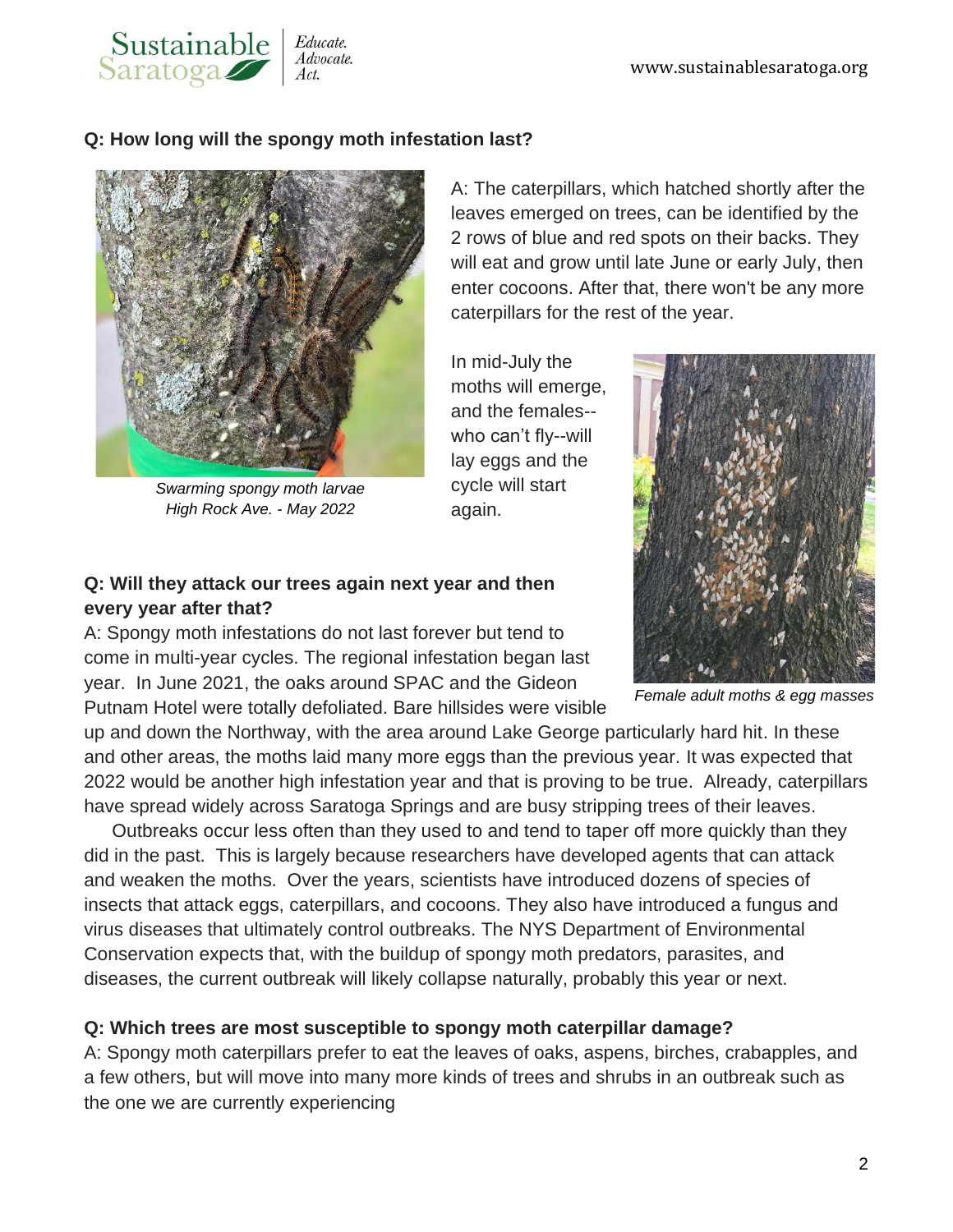**Q: How long will the spongy moth infestation last?**

*Swarming spongy moth larvae*
*High Rock Ave. - May 2022*

A: The caterpillars, which hatched shortly after the leaves emerged on trees, can be identified by the 2 rows of blue and red spots on their backs. They will eat and grow until late June or early July, then enter cocoons. After that, there won't be any more caterpillars for the rest of the year.

In mid-July the moths will emerge, and the females--who can't fly--will lay eggs and the cycle will start again.

*Female adult moths & egg masses*

**Q: Will they attack our trees again next year and then every year after that?**

A: Spongy moth infestations do not last forever but tend to come in multi-year cycles. The regional infestation began last year. In June 2021, the oaks around SPAC and the Gideon Putnam Hotel were totally defoliated. Bare hillsides were visible up and down the Northway, with the area around Lake George particularly hard hit. In these and other areas, the moths laid many more eggs than the previous year. It was expected that 2022 would be another high infestation year and that is proving to be true. Already, caterpillars have spread widely across Saratoga Springs and are busy stripping trees of their leaves.

Outbreaks occur less often than they used to and tend to taper off more quickly than they did in the past. This is largely because researchers have developed agents that can attack and weaken the moths. Over the years, scientists have introduced dozens of species of insects that attack eggs, caterpillars, and cocoons. They also have introduced a fungus and virus diseases that ultimately control outbreaks. The NYS Department of Environmental Conservation expects that, with the buildup of spongy moth predators, parasites, and diseases, the current outbreak will likely collapse naturally, probably this year or next.

**Q: Which trees are most susceptible to spongy moth caterpillar damage?**

A: Spongy moth caterpillars prefer to eat the leaves of oaks, aspens, birches, crabapples, and a few others, but will move into many more kinds of trees and shrubs in an outbreak such as the one we are currently experiencing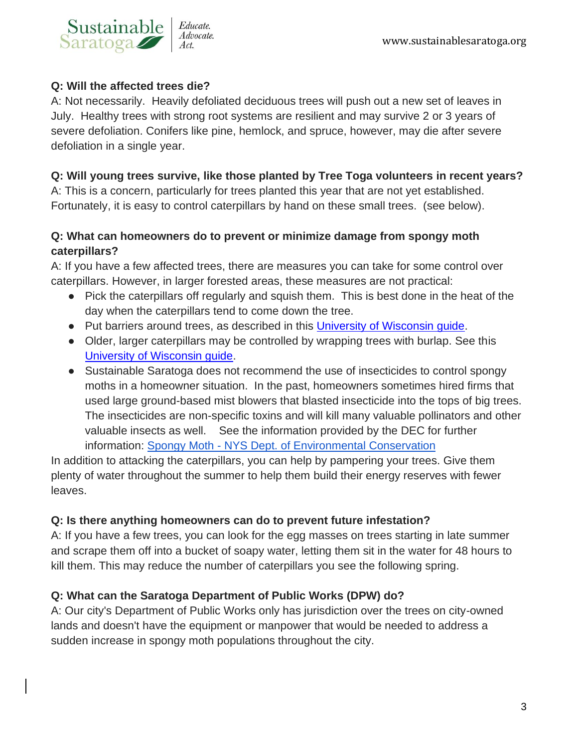**Q: Will the affected trees die?**

A: Not necessarily.  Heavily defoliated deciduous trees will push out a new set of leaves in July.  Healthy trees with strong root systems are resilient and may survive 2 or 3 years of severe defoliation. Conifers like pine, hemlock, and spruce, however, may die after severe defoliation in a single year.

**Q: Will young trees survive, like those planted by Tree Toga volunteers in recent years?**

A: This is a concern, particularly for trees planted this year that are not yet established. Fortunately, it is easy to control caterpillars by hand on these small trees.  (see below).

**Q: What can homeowners do to prevent or minimize damage from spongy moth caterpillars?**

A: If you have a few affected trees, there are measures you can take for some control over caterpillars. However, in larger forested areas, these measures are not practical:

- Pick the caterpillars off regularly and squish them.  This is best done in the heat of the day when the caterpillars tend to come down the tree.
- Put barriers around trees, as described in this University of Wisconsin guide.
- Older, larger caterpillars may be controlled by wrapping trees with burlap. See this University of Wisconsin guide.
- Sustainable Saratoga does not recommend the use of insecticides to control spongy moths in a homeowner situation.  In the past, homeowners sometimes hired firms that used large ground-based mist blowers that blasted insecticide into the tops of big trees. The insecticides are non-specific toxins and will kill many valuable pollinators and other valuable insects as well.    See the information provided by the DEC for further information: Spongy Moth - NYS Dept. of Environmental Conservation

In addition to attacking the caterpillars, you can help by pampering your trees. Give them plenty of water throughout the summer to help them build their energy reserves with fewer leaves.

**Q: Is there anything homeowners can do to prevent future infestation?**

A: If you have a few trees, you can look for the egg masses on trees starting in late summer and scrape them off into a bucket of soapy water, letting them sit in the water for 48 hours to kill them. This may reduce the number of caterpillars you see the following spring.

**Q: What can the Saratoga Department of Public Works (DPW) do?**

A: Our city's Department of Public Works only has jurisdiction over the trees on city-owned lands and doesn't have the equipment or manpower that would be needed to address a sudden increase in spongy moth populations throughout the city.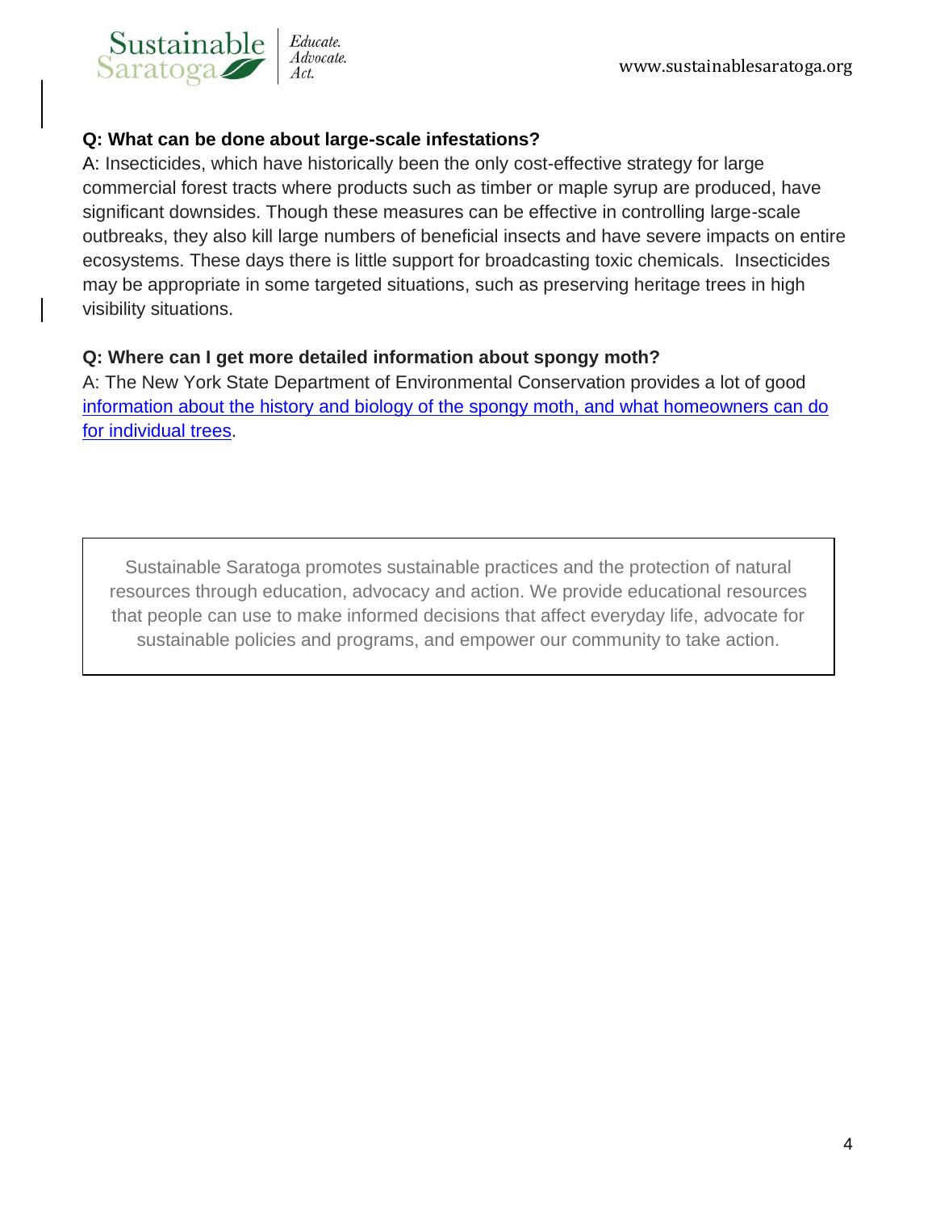**Q: What can be done about large-scale infestations?**

A: Insecticides, which have historically been the only cost-effective strategy for large commercial forest tracts where products such as timber or maple syrup are produced, have significant downsides. Though these measures can be effective in controlling large-scale outbreaks, they also kill large numbers of beneficial insects and have severe impacts on entire ecosystems. These days there is little support for broadcasting toxic chemicals. Insecticides may be appropriate in some targeted situations, such as preserving heritage trees in high visibility situations.

**Q: Where can I get more detailed information about spongy moth?**

A: The New York State Department of Environmental Conservation provides a lot of good information about the history and biology of the spongy moth, and what homeowners can do for individual trees.

Sustainable Saratoga promotes sustainable practices and the protection of natural resources through education, advocacy and action. We provide educational resources that people can use to make informed decisions that affect everyday life, advocate for sustainable policies and programs, and empower our community to take action.